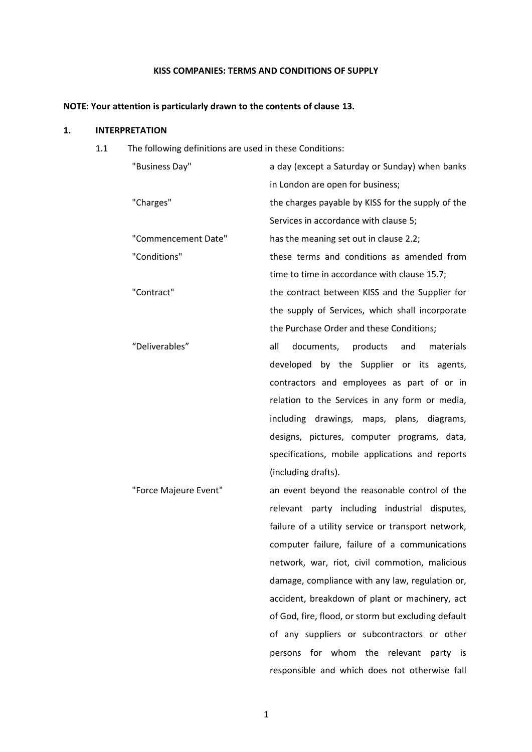**KISS COMPANIES: TERMS AND CONDITIONS OF SUPPLY**

**NOTE: Your attention is particularly drawn to the contents of clause 13.**

## 1. INTERPRETATION

1.1 The following definitions are used in these Conditions:

| | |
|---|---|
| "Business Day" | a day (except a Saturday or Sunday) when banks in London are open for business; |
| "Charges" | the charges payable by KISS for the supply of the Services in accordance with clause 5; |
| "Commencement Date" | has the meaning set out in clause 2.2; |
| "Conditions" | these terms and conditions as amended from time to time in accordance with clause 15.7; |
| "Contract" | the contract between KISS and the Supplier for the supply of Services, which shall incorporate the Purchase Order and these Conditions; |
| "Deliverables" | all documents, products and materials developed by the Supplier or its agents, contractors and employees as part of or in relation to the Services in any form or media, including drawings, maps, plans, diagrams, designs, pictures, computer programs, data, specifications, mobile applications and reports (including drafts). |
| "Force Majeure Event" | an event beyond the reasonable control of the relevant party including industrial disputes, failure of a utility service or transport network, computer failure, failure of a communications network, war, riot, civil commotion, malicious damage, compliance with any law, regulation or, accident, breakdown of plant or machinery, act of God, fire, flood, or storm but excluding default of any suppliers or subcontractors or other persons for whom the relevant party is responsible and which does not otherwise fall |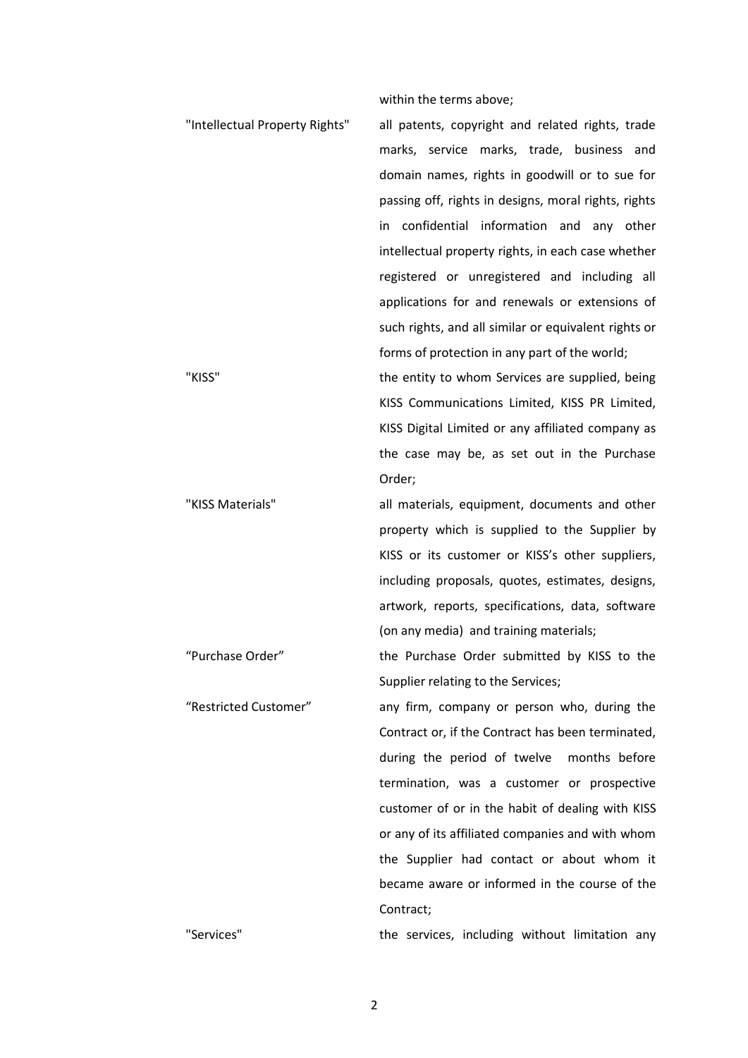within the terms above;

| | |
|---|---|
| "Intellectual Property Rights" | all patents, copyright and related rights, trade marks, service marks, trade, business and domain names, rights in goodwill or to sue for passing off, rights in designs, moral rights, rights in confidential information and any other intellectual property rights, in each case whether registered or unregistered and including all applications for and renewals or extensions of such rights, and all similar or equivalent rights or forms of protection in any part of the world; |
| "KISS" | the entity to whom Services are supplied, being KISS Communications Limited, KISS PR Limited, KISS Digital Limited or any affiliated company as the case may be, as set out in the Purchase Order; |
| "KISS Materials" | all materials, equipment, documents and other property which is supplied to the Supplier by KISS or its customer or KISS's other suppliers, including proposals, quotes, estimates, designs, artwork, reports, specifications, data, software (on any media) and training materials; |
| "Purchase Order" | the Purchase Order submitted by KISS to the Supplier relating to the Services; |
| "Restricted Customer" | any firm, company or person who, during the Contract or, if the Contract has been terminated, during the period of twelve months before termination, was a customer or prospective customer of or in the habit of dealing with KISS or any of its affiliated companies and with whom the Supplier had contact or about whom it became aware or informed in the course of the Contract; |
| "Services" | the services, including without limitation any |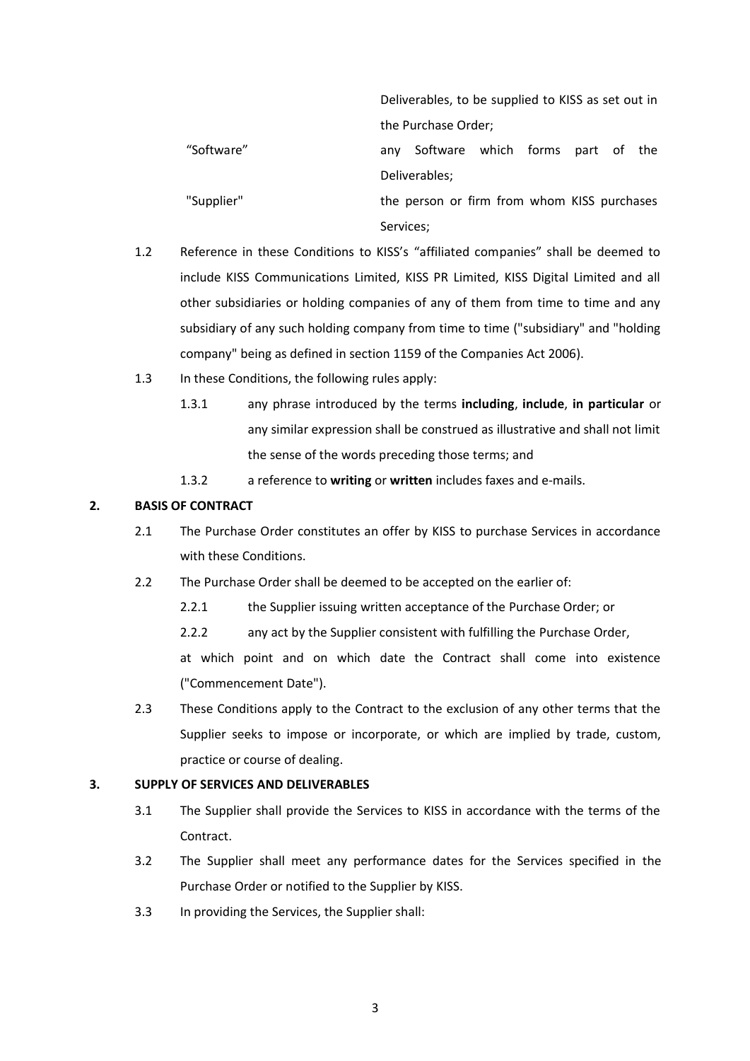| | |
|---|---|
| | Deliverables, to be supplied to KISS as set out in the Purchase Order; |
| "Software" | any Software which forms part of the Deliverables; |
| "Supplier" | the person or firm from whom KISS purchases Services; |

1.2 Reference in these Conditions to KISS's "affiliated companies" shall be deemed to include KISS Communications Limited, KISS PR Limited, KISS Digital Limited and all other subsidiaries or holding companies of any of them from time to time and any subsidiary of any such holding company from time to time ("subsidiary" and "holding company" being as defined in section 1159 of the Companies Act 2006).

1.3 In these Conditions, the following rules apply:

1.3.1 any phrase introduced by the terms **including**, **include**, **in particular** or any similar expression shall be construed as illustrative and shall not limit the sense of the words preceding those terms; and

1.3.2 a reference to **writing** or **written** includes faxes and e-mails.

## 2. BASIS OF CONTRACT

2.1 The Purchase Order constitutes an offer by KISS to purchase Services in accordance with these Conditions.

2.2 The Purchase Order shall be deemed to be accepted on the earlier of:

2.2.1 the Supplier issuing written acceptance of the Purchase Order; or

2.2.2 any act by the Supplier consistent with fulfilling the Purchase Order,

at which point and on which date the Contract shall come into existence ("Commencement Date").

2.3 These Conditions apply to the Contract to the exclusion of any other terms that the Supplier seeks to impose or incorporate, or which are implied by trade, custom, practice or course of dealing.

## 3. SUPPLY OF SERVICES AND DELIVERABLES

3.1 The Supplier shall provide the Services to KISS in accordance with the terms of the Contract.

3.2 The Supplier shall meet any performance dates for the Services specified in the Purchase Order or notified to the Supplier by KISS.

3.3 In providing the Services, the Supplier shall: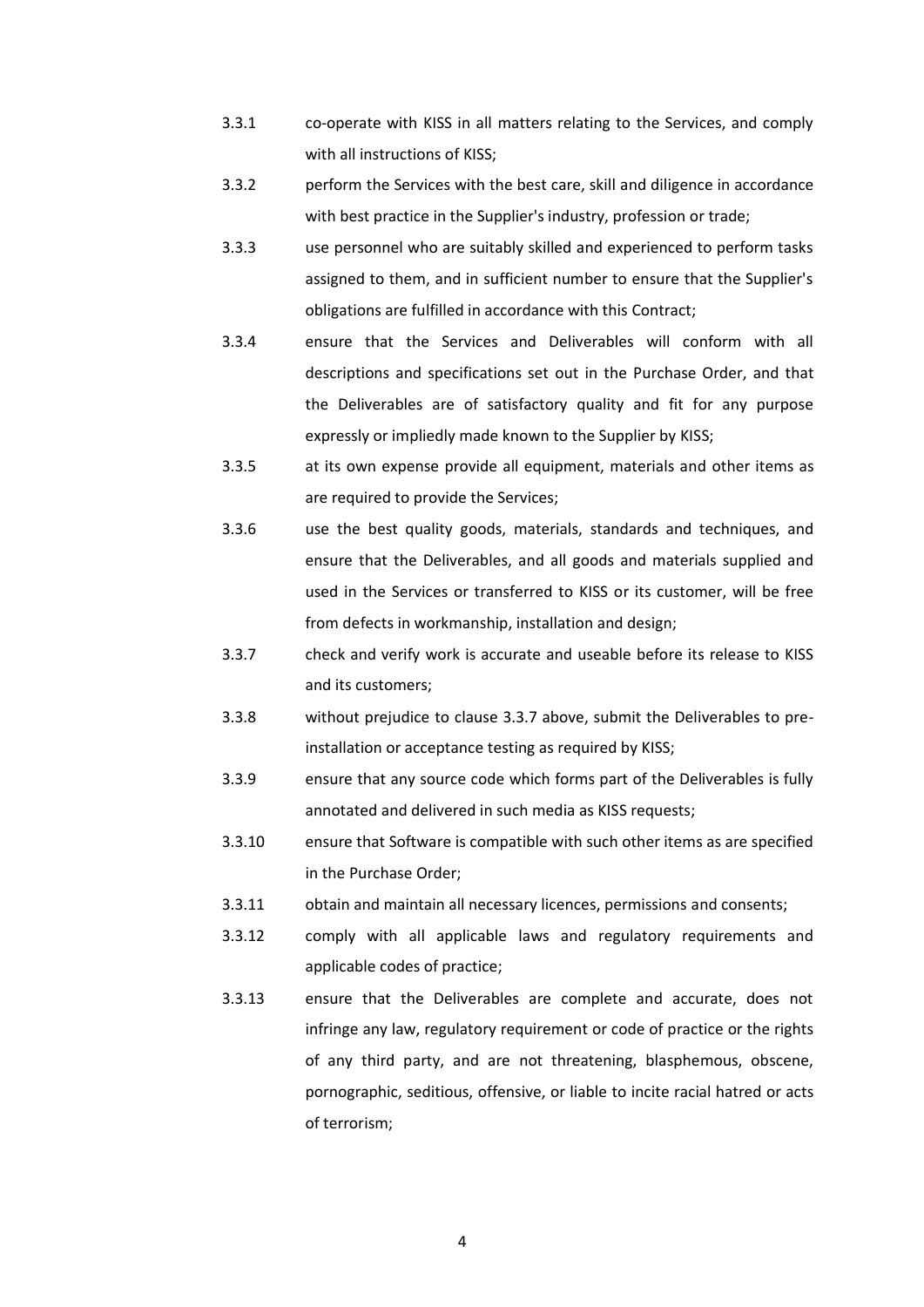3.3.1 co-operate with KISS in all matters relating to the Services, and comply with all instructions of KISS;

3.3.2 perform the Services with the best care, skill and diligence in accordance with best practice in the Supplier's industry, profession or trade;

3.3.3 use personnel who are suitably skilled and experienced to perform tasks assigned to them, and in sufficient number to ensure that the Supplier's obligations are fulfilled in accordance with this Contract;

3.3.4 ensure that the Services and Deliverables will conform with all descriptions and specifications set out in the Purchase Order, and that the Deliverables are of satisfactory quality and fit for any purpose expressly or impliedly made known to the Supplier by KISS;

3.3.5 at its own expense provide all equipment, materials and other items as are required to provide the Services;

3.3.6 use the best quality goods, materials, standards and techniques, and ensure that the Deliverables, and all goods and materials supplied and used in the Services or transferred to KISS or its customer, will be free from defects in workmanship, installation and design;

3.3.7 check and verify work is accurate and useable before its release to KISS and its customers;

3.3.8 without prejudice to clause 3.3.7 above, submit the Deliverables to pre-installation or acceptance testing as required by KISS;

3.3.9 ensure that any source code which forms part of the Deliverables is fully annotated and delivered in such media as KISS requests;

3.3.10 ensure that Software is compatible with such other items as are specified in the Purchase Order;

3.3.11 obtain and maintain all necessary licences, permissions and consents;

3.3.12 comply with all applicable laws and regulatory requirements and applicable codes of practice;

3.3.13 ensure that the Deliverables are complete and accurate, does not infringe any law, regulatory requirement or code of practice or the rights of any third party, and are not threatening, blasphemous, obscene, pornographic, seditious, offensive, or liable to incite racial hatred or acts of terrorism;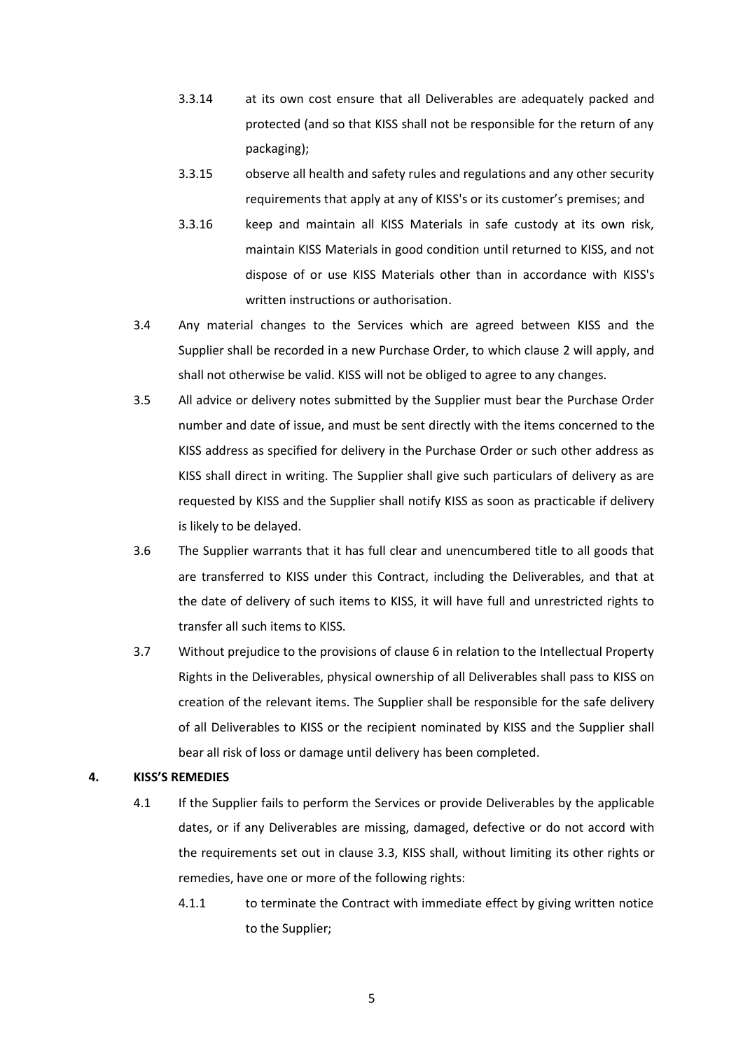3.3.14 at its own cost ensure that all Deliverables are adequately packed and protected (and so that KISS shall not be responsible for the return of any packaging);

3.3.15 observe all health and safety rules and regulations and any other security requirements that apply at any of KISS's or its customer's premises; and

3.3.16 keep and maintain all KISS Materials in safe custody at its own risk, maintain KISS Materials in good condition until returned to KISS, and not dispose of or use KISS Materials other than in accordance with KISS's written instructions or authorisation.

3.4 Any material changes to the Services which are agreed between KISS and the Supplier shall be recorded in a new Purchase Order, to which clause 2 will apply, and shall not otherwise be valid. KISS will not be obliged to agree to any changes.

3.5 All advice or delivery notes submitted by the Supplier must bear the Purchase Order number and date of issue, and must be sent directly with the items concerned to the KISS address as specified for delivery in the Purchase Order or such other address as KISS shall direct in writing. The Supplier shall give such particulars of delivery as are requested by KISS and the Supplier shall notify KISS as soon as practicable if delivery is likely to be delayed.

3.6 The Supplier warrants that it has full clear and unencumbered title to all goods that are transferred to KISS under this Contract, including the Deliverables, and that at the date of delivery of such items to KISS, it will have full and unrestricted rights to transfer all such items to KISS.

3.7 Without prejudice to the provisions of clause 6 in relation to the Intellectual Property Rights in the Deliverables, physical ownership of all Deliverables shall pass to KISS on creation of the relevant items. The Supplier shall be responsible for the safe delivery of all Deliverables to KISS or the recipient nominated by KISS and the Supplier shall bear all risk of loss or damage until delivery has been completed.

**4. KISS'S REMEDIES**

4.1 If the Supplier fails to perform the Services or provide Deliverables by the applicable dates, or if any Deliverables are missing, damaged, defective or do not accord with the requirements set out in clause 3.3, KISS shall, without limiting its other rights or remedies, have one or more of the following rights:

4.1.1 to terminate the Contract with immediate effect by giving written notice to the Supplier;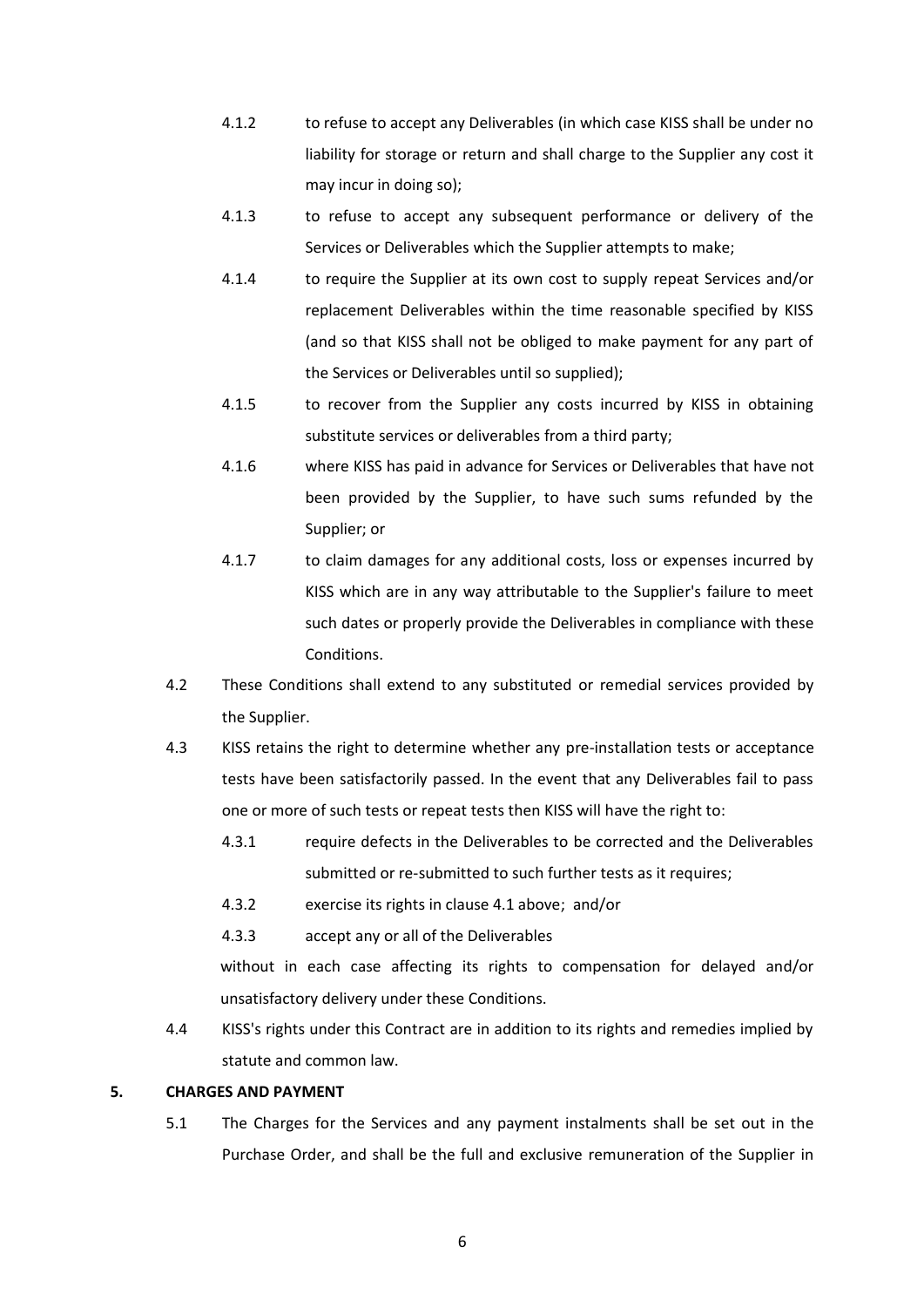4.1.2 to refuse to accept any Deliverables (in which case KISS shall be under no liability for storage or return and shall charge to the Supplier any cost it may incur in doing so);

4.1.3 to refuse to accept any subsequent performance or delivery of the Services or Deliverables which the Supplier attempts to make;

4.1.4 to require the Supplier at its own cost to supply repeat Services and/or replacement Deliverables within the time reasonable specified by KISS (and so that KISS shall not be obliged to make payment for any part of the Services or Deliverables until so supplied);

4.1.5 to recover from the Supplier any costs incurred by KISS in obtaining substitute services or deliverables from a third party;

4.1.6 where KISS has paid in advance for Services or Deliverables that have not been provided by the Supplier, to have such sums refunded by the Supplier; or

4.1.7 to claim damages for any additional costs, loss or expenses incurred by KISS which are in any way attributable to the Supplier's failure to meet such dates or properly provide the Deliverables in compliance with these Conditions.

4.2 These Conditions shall extend to any substituted or remedial services provided by the Supplier.

4.3 KISS retains the right to determine whether any pre-installation tests or acceptance tests have been satisfactorily passed. In the event that any Deliverables fail to pass one or more of such tests or repeat tests then KISS will have the right to:

4.3.1 require defects in the Deliverables to be corrected and the Deliverables submitted or re-submitted to such further tests as it requires;

4.3.2 exercise its rights in clause 4.1 above; and/or

4.3.3 accept any or all of the Deliverables

without in each case affecting its rights to compensation for delayed and/or unsatisfactory delivery under these Conditions.

4.4 KISS's rights under this Contract are in addition to its rights and remedies implied by statute and common law.

## 5. CHARGES AND PAYMENT

5.1 The Charges for the Services and any payment instalments shall be set out in the Purchase Order, and shall be the full and exclusive remuneration of the Supplier in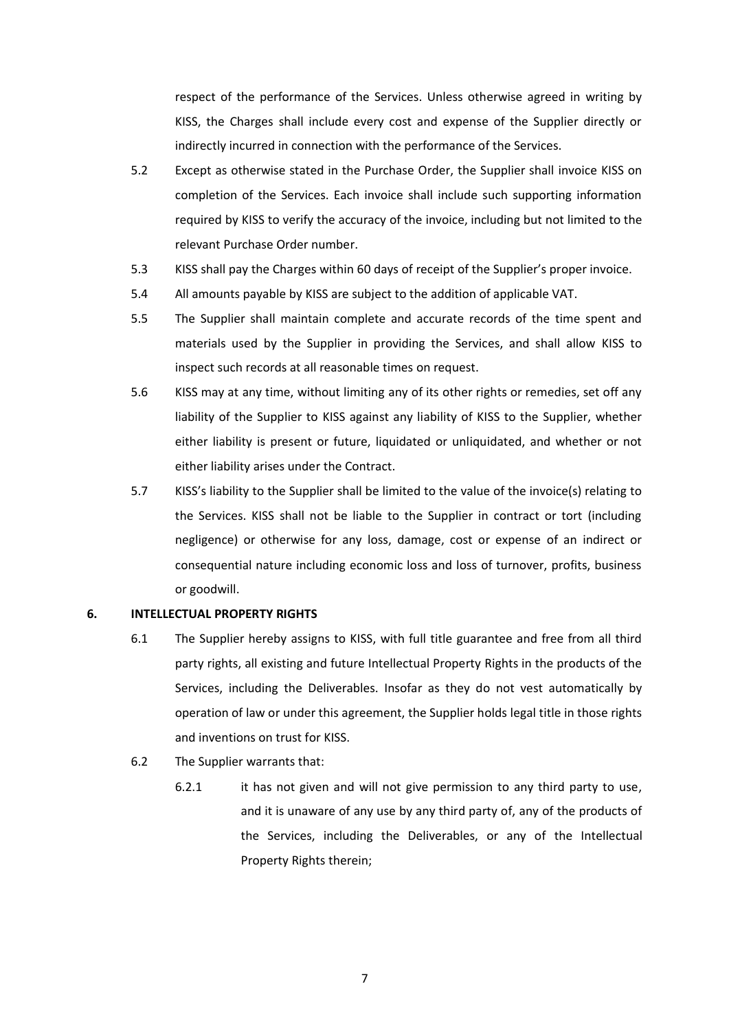respect of the performance of the Services. Unless otherwise agreed in writing by KISS, the Charges shall include every cost and expense of the Supplier directly or indirectly incurred in connection with the performance of the Services.

5.2 Except as otherwise stated in the Purchase Order, the Supplier shall invoice KISS on completion of the Services. Each invoice shall include such supporting information required by KISS to verify the accuracy of the invoice, including but not limited to the relevant Purchase Order number.

5.3 KISS shall pay the Charges within 60 days of receipt of the Supplier's proper invoice.

5.4 All amounts payable by KISS are subject to the addition of applicable VAT.

5.5 The Supplier shall maintain complete and accurate records of the time spent and materials used by the Supplier in providing the Services, and shall allow KISS to inspect such records at all reasonable times on request.

5.6 KISS may at any time, without limiting any of its other rights or remedies, set off any liability of the Supplier to KISS against any liability of KISS to the Supplier, whether either liability is present or future, liquidated or unliquidated, and whether or not either liability arises under the Contract.

5.7 KISS's liability to the Supplier shall be limited to the value of the invoice(s) relating to the Services. KISS shall not be liable to the Supplier in contract or tort (including negligence) or otherwise for any loss, damage, cost or expense of an indirect or consequential nature including economic loss and loss of turnover, profits, business or goodwill.

## 6. INTELLECTUAL PROPERTY RIGHTS

6.1 The Supplier hereby assigns to KISS, with full title guarantee and free from all third party rights, all existing and future Intellectual Property Rights in the products of the Services, including the Deliverables. Insofar as they do not vest automatically by operation of law or under this agreement, the Supplier holds legal title in those rights and inventions on trust for KISS.

6.2 The Supplier warrants that:

6.2.1 it has not given and will not give permission to any third party to use, and it is unaware of any use by any third party of, any of the products of the Services, including the Deliverables, or any of the Intellectual Property Rights therein;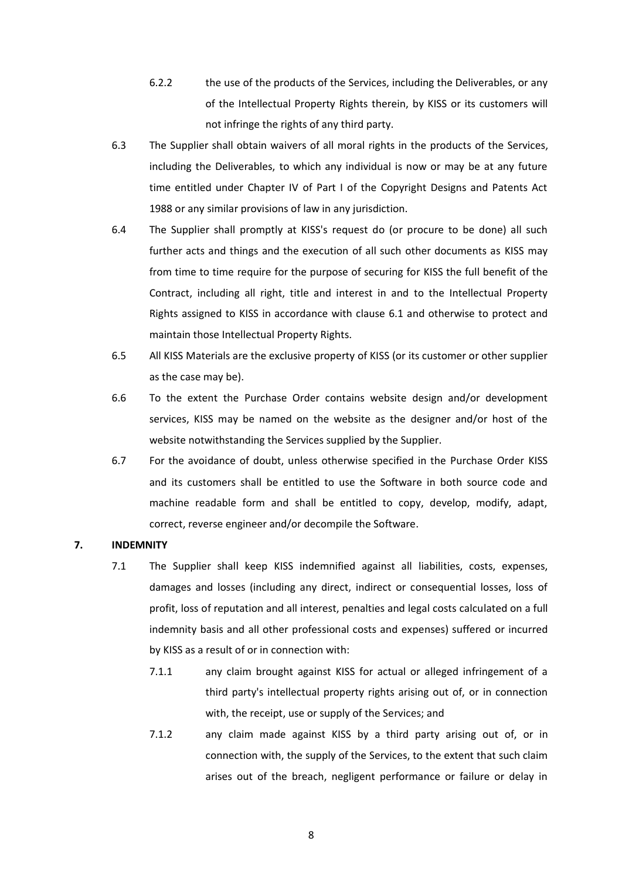6.2.2 the use of the products of the Services, including the Deliverables, or any of the Intellectual Property Rights therein, by KISS or its customers will not infringe the rights of any third party.

6.3 The Supplier shall obtain waivers of all moral rights in the products of the Services, including the Deliverables, to which any individual is now or may be at any future time entitled under Chapter IV of Part I of the Copyright Designs and Patents Act 1988 or any similar provisions of law in any jurisdiction.

6.4 The Supplier shall promptly at KISS's request do (or procure to be done) all such further acts and things and the execution of all such other documents as KISS may from time to time require for the purpose of securing for KISS the full benefit of the Contract, including all right, title and interest in and to the Intellectual Property Rights assigned to KISS in accordance with clause 6.1 and otherwise to protect and maintain those Intellectual Property Rights.

6.5 All KISS Materials are the exclusive property of KISS (or its customer or other supplier as the case may be).

6.6 To the extent the Purchase Order contains website design and/or development services, KISS may be named on the website as the designer and/or host of the website notwithstanding the Services supplied by the Supplier.

6.7 For the avoidance of doubt, unless otherwise specified in the Purchase Order KISS and its customers shall be entitled to use the Software in both source code and machine readable form and shall be entitled to copy, develop, modify, adapt, correct, reverse engineer and/or decompile the Software.

## 7. INDEMNITY

7.1 The Supplier shall keep KISS indemnified against all liabilities, costs, expenses, damages and losses (including any direct, indirect or consequential losses, loss of profit, loss of reputation and all interest, penalties and legal costs calculated on a full indemnity basis and all other professional costs and expenses) suffered or incurred by KISS as a result of or in connection with:

7.1.1 any claim brought against KISS for actual or alleged infringement of a third party's intellectual property rights arising out of, or in connection with, the receipt, use or supply of the Services; and

7.1.2 any claim made against KISS by a third party arising out of, or in connection with, the supply of the Services, to the extent that such claim arises out of the breach, negligent performance or failure or delay in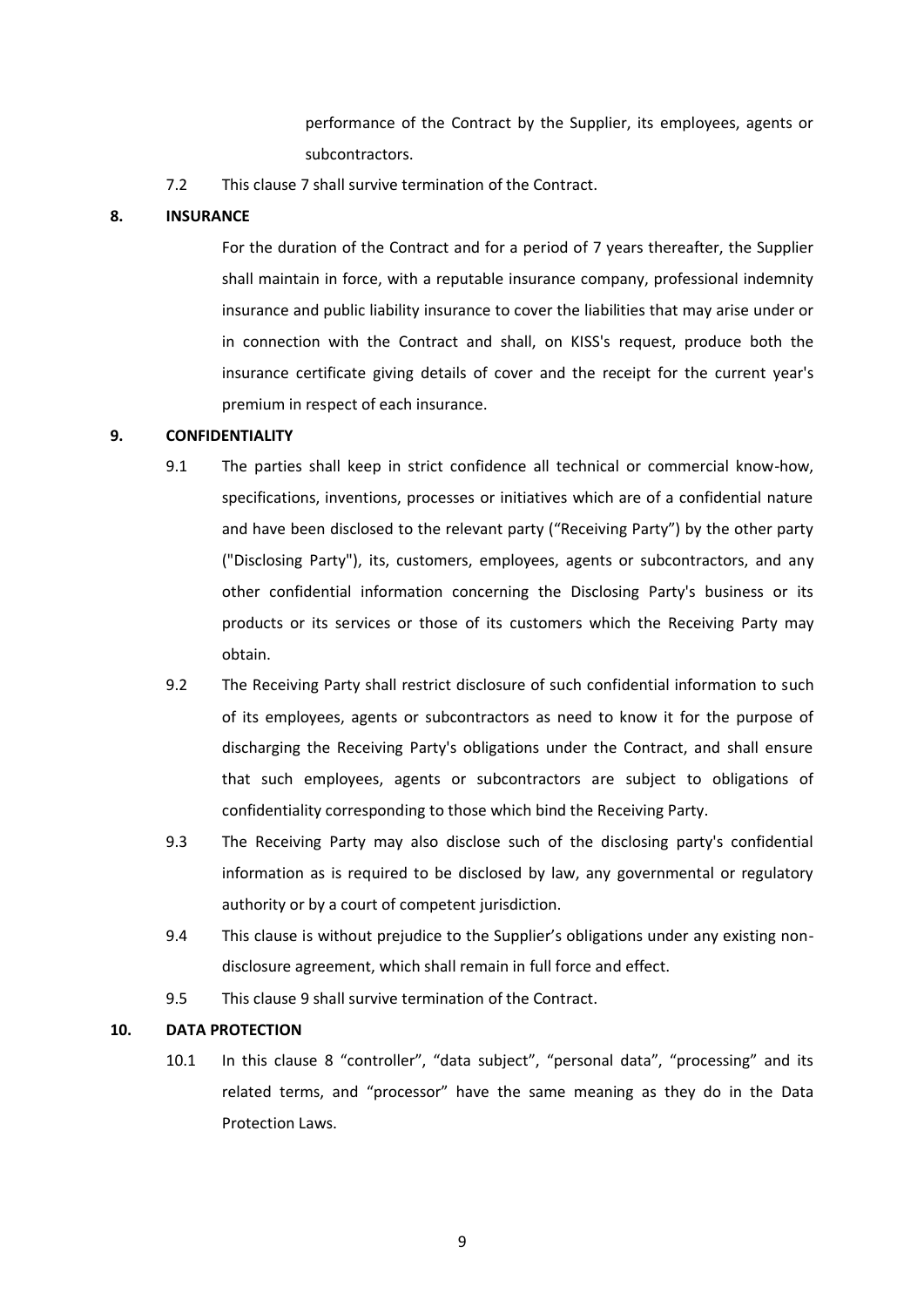performance of the Contract by the Supplier, its employees, agents or subcontractors.

7.2 This clause 7 shall survive termination of the Contract.

**8. INSURANCE**

For the duration of the Contract and for a period of 7 years thereafter, the Supplier shall maintain in force, with a reputable insurance company, professional indemnity insurance and public liability insurance to cover the liabilities that may arise under or in connection with the Contract and shall, on KISS's request, produce both the insurance certificate giving details of cover and the receipt for the current year's premium in respect of each insurance.

**9. CONFIDENTIALITY**

9.1 The parties shall keep in strict confidence all technical or commercial know-how, specifications, inventions, processes or initiatives which are of a confidential nature and have been disclosed to the relevant party ("Receiving Party") by the other party ("Disclosing Party"), its, customers, employees, agents or subcontractors, and any other confidential information concerning the Disclosing Party's business or its products or its services or those of its customers which the Receiving Party may obtain.

9.2 The Receiving Party shall restrict disclosure of such confidential information to such of its employees, agents or subcontractors as need to know it for the purpose of discharging the Receiving Party's obligations under the Contract, and shall ensure that such employees, agents or subcontractors are subject to obligations of confidentiality corresponding to those which bind the Receiving Party.

9.3 The Receiving Party may also disclose such of the disclosing party's confidential information as is required to be disclosed by law, any governmental or regulatory authority or by a court of competent jurisdiction.

9.4 This clause is without prejudice to the Supplier's obligations under any existing non-disclosure agreement, which shall remain in full force and effect.

9.5 This clause 9 shall survive termination of the Contract.

**10. DATA PROTECTION**

10.1 In this clause 8 "controller", "data subject", "personal data", "processing" and its related terms, and "processor" have the same meaning as they do in the Data Protection Laws.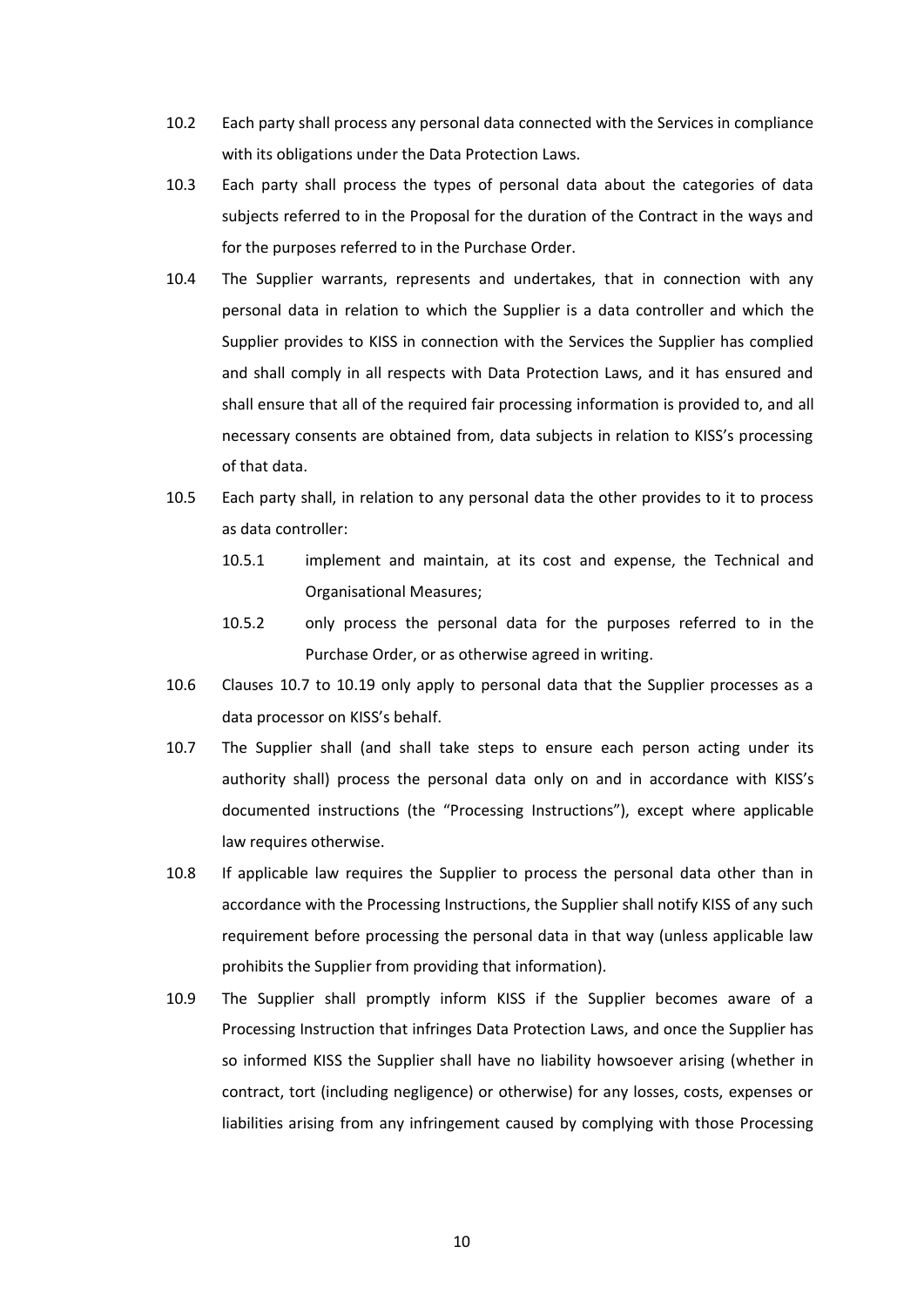10.2 Each party shall process any personal data connected with the Services in compliance with its obligations under the Data Protection Laws.

10.3 Each party shall process the types of personal data about the categories of data subjects referred to in the Proposal for the duration of the Contract in the ways and for the purposes referred to in the Purchase Order.

10.4 The Supplier warrants, represents and undertakes, that in connection with any personal data in relation to which the Supplier is a data controller and which the Supplier provides to KISS in connection with the Services the Supplier has complied and shall comply in all respects with Data Protection Laws, and it has ensured and shall ensure that all of the required fair processing information is provided to, and all necessary consents are obtained from, data subjects in relation to KISS's processing of that data.

10.5 Each party shall, in relation to any personal data the other provides to it to process as data controller:

 10.5.1 implement and maintain, at its cost and expense, the Technical and Organisational Measures;

 10.5.2 only process the personal data for the purposes referred to in the Purchase Order, or as otherwise agreed in writing.

10.6 Clauses 10.7 to 10.19 only apply to personal data that the Supplier processes as a data processor on KISS's behalf.

10.7 The Supplier shall (and shall take steps to ensure each person acting under its authority shall) process the personal data only on and in accordance with KISS's documented instructions (the "Processing Instructions"), except where applicable law requires otherwise.

10.8 If applicable law requires the Supplier to process the personal data other than in accordance with the Processing Instructions, the Supplier shall notify KISS of any such requirement before processing the personal data in that way (unless applicable law prohibits the Supplier from providing that information).

10.9 The Supplier shall promptly inform KISS if the Supplier becomes aware of a Processing Instruction that infringes Data Protection Laws, and once the Supplier has so informed KISS the Supplier shall have no liability howsoever arising (whether in contract, tort (including negligence) or otherwise) for any losses, costs, expenses or liabilities arising from any infringement caused by complying with those Processing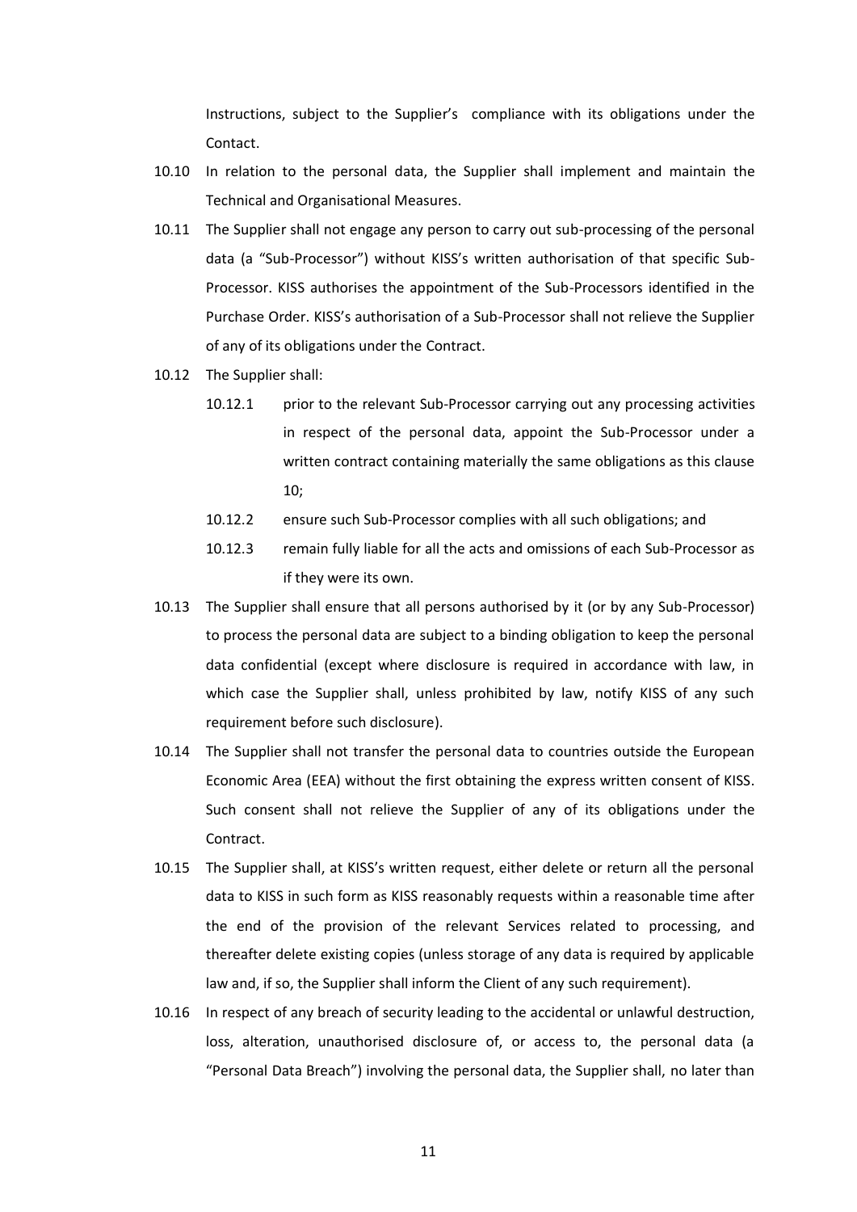Instructions, subject to the Supplier's compliance with its obligations under the Contact.

10.10 In relation to the personal data, the Supplier shall implement and maintain the Technical and Organisational Measures.

10.11 The Supplier shall not engage any person to carry out sub-processing of the personal data (a "Sub-Processor") without KISS's written authorisation of that specific Sub-Processor. KISS authorises the appointment of the Sub-Processors identified in the Purchase Order. KISS's authorisation of a Sub-Processor shall not relieve the Supplier of any of its obligations under the Contract.

10.12 The Supplier shall:

10.12.1 prior to the relevant Sub-Processor carrying out any processing activities in respect of the personal data, appoint the Sub-Processor under a written contract containing materially the same obligations as this clause 10;

10.12.2 ensure such Sub-Processor complies with all such obligations; and

10.12.3 remain fully liable for all the acts and omissions of each Sub-Processor as if they were its own.

10.13 The Supplier shall ensure that all persons authorised by it (or by any Sub-Processor) to process the personal data are subject to a binding obligation to keep the personal data confidential (except where disclosure is required in accordance with law, in which case the Supplier shall, unless prohibited by law, notify KISS of any such requirement before such disclosure).

10.14 The Supplier shall not transfer the personal data to countries outside the European Economic Area (EEA) without the first obtaining the express written consent of KISS. Such consent shall not relieve the Supplier of any of its obligations under the Contract.

10.15 The Supplier shall, at KISS's written request, either delete or return all the personal data to KISS in such form as KISS reasonably requests within a reasonable time after the end of the provision of the relevant Services related to processing, and thereafter delete existing copies (unless storage of any data is required by applicable law and, if so, the Supplier shall inform the Client of any such requirement).

10.16 In respect of any breach of security leading to the accidental or unlawful destruction, loss, alteration, unauthorised disclosure of, or access to, the personal data (a "Personal Data Breach") involving the personal data, the Supplier shall, no later than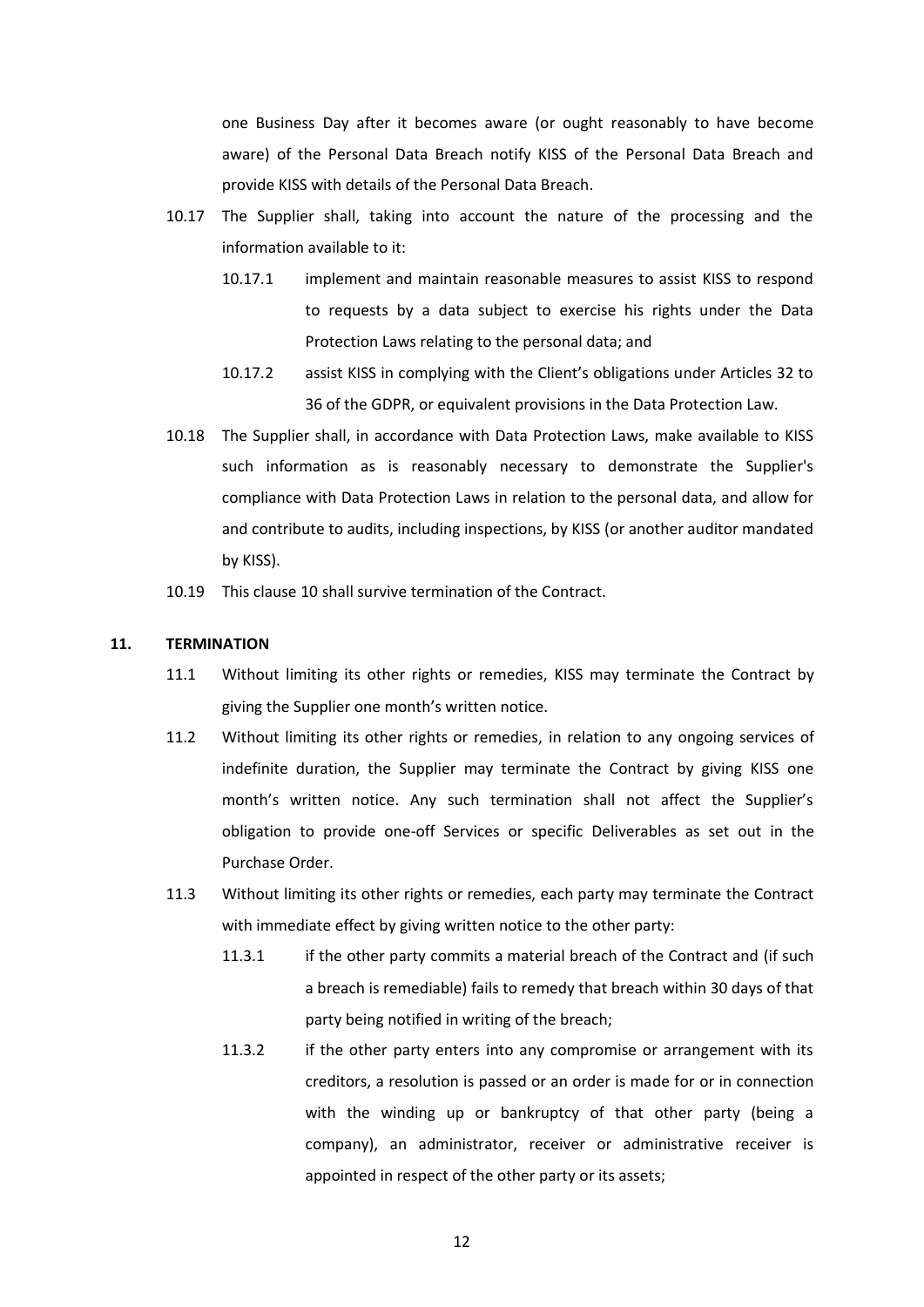one Business Day after it becomes aware (or ought reasonably to have become aware) of the Personal Data Breach notify KISS of the Personal Data Breach and provide KISS with details of the Personal Data Breach.

10.17 The Supplier shall, taking into account the nature of the processing and the information available to it:

10.17.1 implement and maintain reasonable measures to assist KISS to respond to requests by a data subject to exercise his rights under the Data Protection Laws relating to the personal data; and

10.17.2 assist KISS in complying with the Client's obligations under Articles 32 to 36 of the GDPR, or equivalent provisions in the Data Protection Law.

10.18 The Supplier shall, in accordance with Data Protection Laws, make available to KISS such information as is reasonably necessary to demonstrate the Supplier's compliance with Data Protection Laws in relation to the personal data, and allow for and contribute to audits, including inspections, by KISS (or another auditor mandated by KISS).

10.19 This clause 10 shall survive termination of the Contract.

## 11. TERMINATION

11.1 Without limiting its other rights or remedies, KISS may terminate the Contract by giving the Supplier one month's written notice.

11.2 Without limiting its other rights or remedies, in relation to any ongoing services of indefinite duration, the Supplier may terminate the Contract by giving KISS one month's written notice. Any such termination shall not affect the Supplier's obligation to provide one-off Services or specific Deliverables as set out in the Purchase Order.

11.3 Without limiting its other rights or remedies, each party may terminate the Contract with immediate effect by giving written notice to the other party:

11.3.1 if the other party commits a material breach of the Contract and (if such a breach is remediable) fails to remedy that breach within 30 days of that party being notified in writing of the breach;

11.3.2 if the other party enters into any compromise or arrangement with its creditors, a resolution is passed or an order is made for or in connection with the winding up or bankruptcy of that other party (being a company), an administrator, receiver or administrative receiver is appointed in respect of the other party or its assets;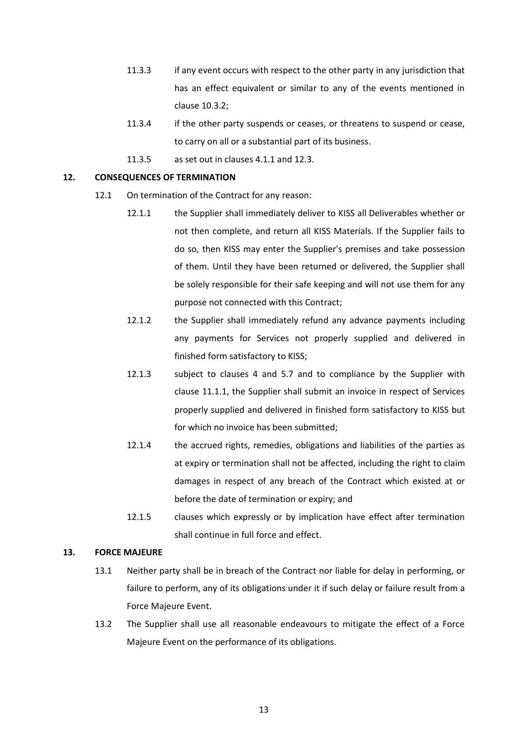11.3.3 if any event occurs with respect to the other party in any jurisdiction that has an effect equivalent or similar to any of the events mentioned in clause 10.3.2;

11.3.4 if the other party suspends or ceases, or threatens to suspend or cease, to carry on all or a substantial part of its business.

11.3.5 as set out in clauses 4.1.1 and 12.3.

## 12. CONSEQUENCES OF TERMINATION

12.1 On termination of the Contract for any reason:

12.1.1 the Supplier shall immediately deliver to KISS all Deliverables whether or not then complete, and return all KISS Materials. If the Supplier fails to do so, then KISS may enter the Supplier's premises and take possession of them. Until they have been returned or delivered, the Supplier shall be solely responsible for their safe keeping and will not use them for any purpose not connected with this Contract;

12.1.2 the Supplier shall immediately refund any advance payments including any payments for Services not properly supplied and delivered in finished form satisfactory to KISS;

12.1.3 subject to clauses 4 and 5.7 and to compliance by the Supplier with clause 11.1.1, the Supplier shall submit an invoice in respect of Services properly supplied and delivered in finished form satisfactory to KISS but for which no invoice has been submitted;

12.1.4 the accrued rights, remedies, obligations and liabilities of the parties as at expiry or termination shall not be affected, including the right to claim damages in respect of any breach of the Contract which existed at or before the date of termination or expiry; and

12.1.5 clauses which expressly or by implication have effect after termination shall continue in full force and effect.

## 13. FORCE MAJEURE

13.1 Neither party shall be in breach of the Contract nor liable for delay in performing, or failure to perform, any of its obligations under it if such delay or failure result from a Force Majeure Event.

13.2 The Supplier shall use all reasonable endeavours to mitigate the effect of a Force Majeure Event on the performance of its obligations.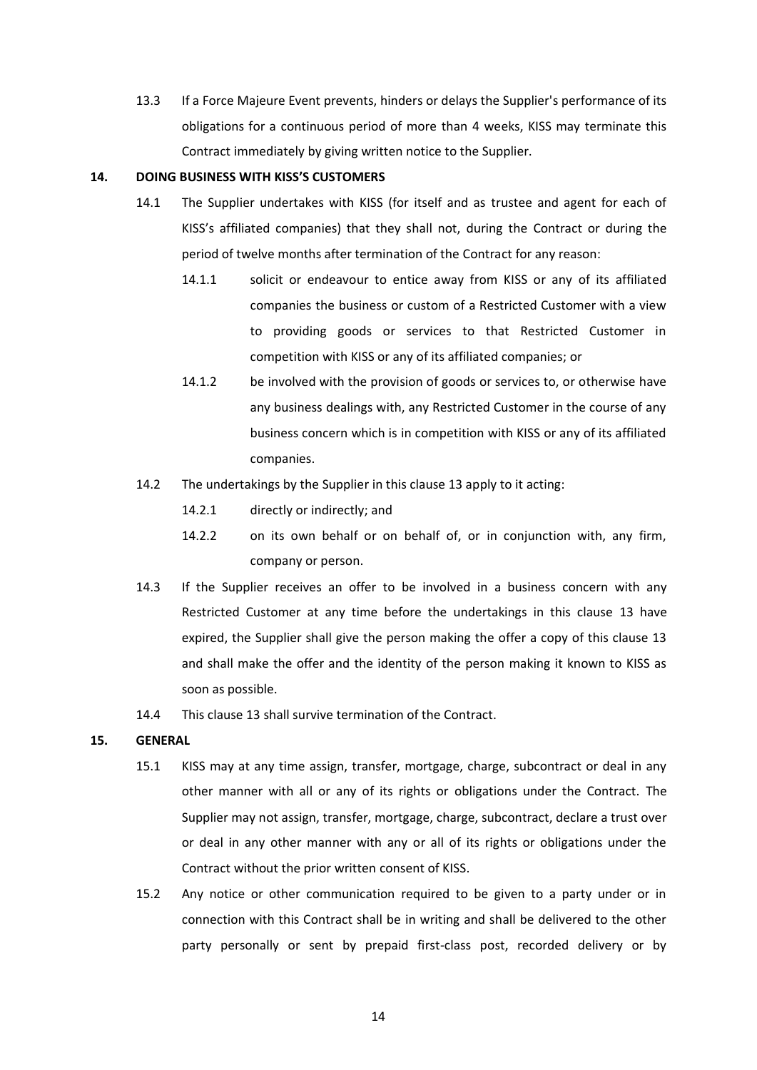13.3 If a Force Majeure Event prevents, hinders or delays the Supplier's performance of its obligations for a continuous period of more than 4 weeks, KISS may terminate this Contract immediately by giving written notice to the Supplier.

**14. DOING BUSINESS WITH KISS'S CUSTOMERS**

14.1 The Supplier undertakes with KISS (for itself and as trustee and agent for each of KISS's affiliated companies) that they shall not, during the Contract or during the period of twelve months after termination of the Contract for any reason:

14.1.1 solicit or endeavour to entice away from KISS or any of its affiliated companies the business or custom of a Restricted Customer with a view to providing goods or services to that Restricted Customer in competition with KISS or any of its affiliated companies; or

14.1.2 be involved with the provision of goods or services to, or otherwise have any business dealings with, any Restricted Customer in the course of any business concern which is in competition with KISS or any of its affiliated companies.

14.2 The undertakings by the Supplier in this clause 13 apply to it acting:

14.2.1 directly or indirectly; and

14.2.2 on its own behalf or on behalf of, or in conjunction with, any firm, company or person.

14.3 If the Supplier receives an offer to be involved in a business concern with any Restricted Customer at any time before the undertakings in this clause 13 have expired, the Supplier shall give the person making the offer a copy of this clause 13 and shall make the offer and the identity of the person making it known to KISS as soon as possible.

14.4 This clause 13 shall survive termination of the Contract.

**15. GENERAL**

15.1 KISS may at any time assign, transfer, mortgage, charge, subcontract or deal in any other manner with all or any of its rights or obligations under the Contract. The Supplier may not assign, transfer, mortgage, charge, subcontract, declare a trust over or deal in any other manner with any or all of its rights or obligations under the Contract without the prior written consent of KISS.

15.2 Any notice or other communication required to be given to a party under or in connection with this Contract shall be in writing and shall be delivered to the other party personally or sent by prepaid first-class post, recorded delivery or by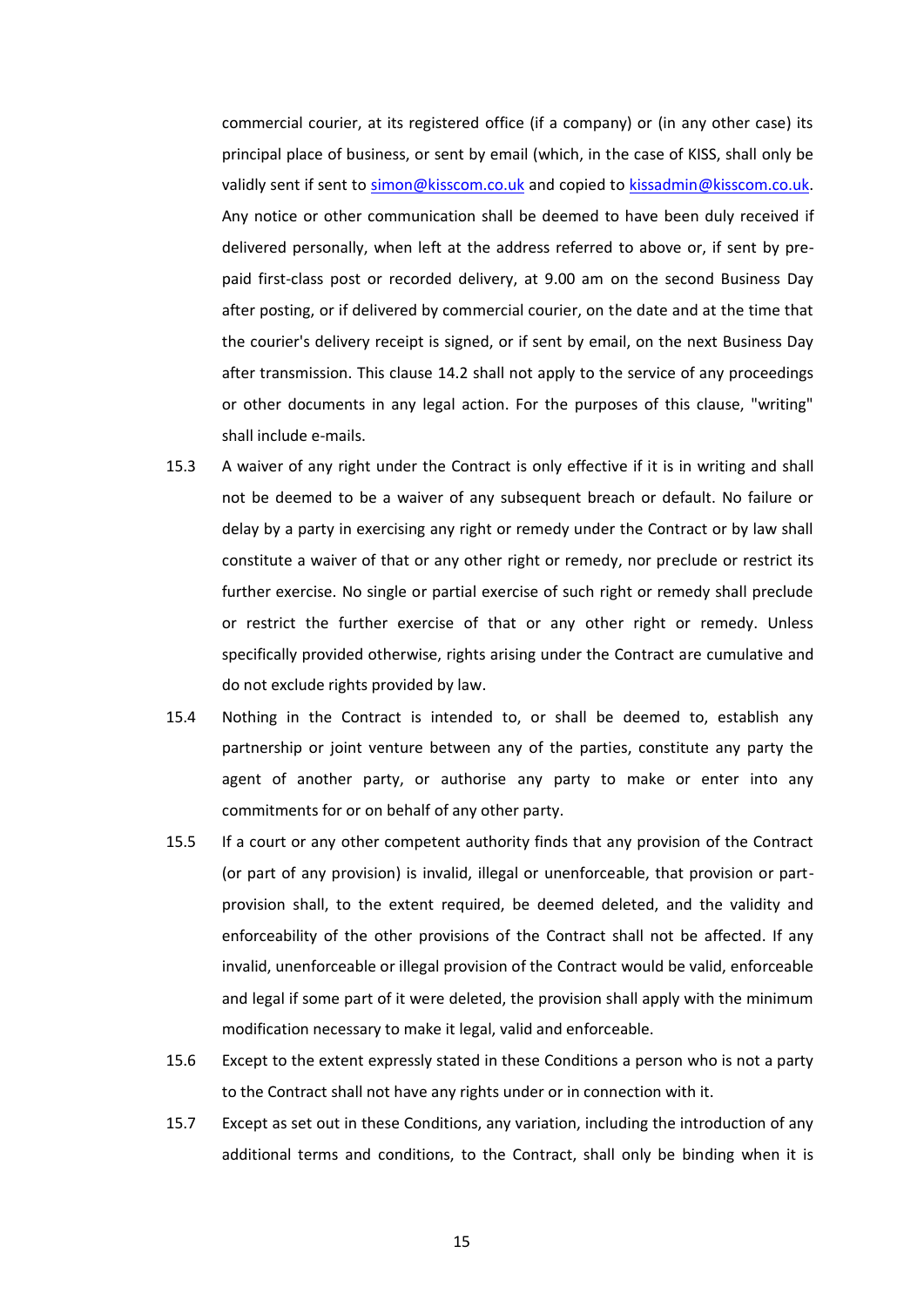commercial courier, at its registered office (if a company) or (in any other case) its principal place of business, or sent by email (which, in the case of KISS, shall only be validly sent if sent to [simon@kisscom.co.uk](mailto:simon@kisscom.co.uk) and copied to [kissadmin@kisscom.co.uk](mailto:kissadmin@kisscom.co.uk). Any notice or other communication shall be deemed to have been duly received if delivered personally, when left at the address referred to above or, if sent by pre-paid first-class post or recorded delivery, at 9.00 am on the second Business Day after posting, or if delivered by commercial courier, on the date and at the time that the courier's delivery receipt is signed, or if sent by email, on the next Business Day after transmission. This clause 14.2 shall not apply to the service of any proceedings or other documents in any legal action. For the purposes of this clause, "writing" shall include e-mails.

15.3 A waiver of any right under the Contract is only effective if it is in writing and shall not be deemed to be a waiver of any subsequent breach or default. No failure or delay by a party in exercising any right or remedy under the Contract or by law shall constitute a waiver of that or any other right or remedy, nor preclude or restrict its further exercise. No single or partial exercise of such right or remedy shall preclude or restrict the further exercise of that or any other right or remedy. Unless specifically provided otherwise, rights arising under the Contract are cumulative and do not exclude rights provided by law.

15.4 Nothing in the Contract is intended to, or shall be deemed to, establish any partnership or joint venture between any of the parties, constitute any party the agent of another party, or authorise any party to make or enter into any commitments for or on behalf of any other party.

15.5 If a court or any other competent authority finds that any provision of the Contract (or part of any provision) is invalid, illegal or unenforceable, that provision or part-provision shall, to the extent required, be deemed deleted, and the validity and enforceability of the other provisions of the Contract shall not be affected. If any invalid, unenforceable or illegal provision of the Contract would be valid, enforceable and legal if some part of it were deleted, the provision shall apply with the minimum modification necessary to make it legal, valid and enforceable.

15.6 Except to the extent expressly stated in these Conditions a person who is not a party to the Contract shall not have any rights under or in connection with it.

15.7 Except as set out in these Conditions, any variation, including the introduction of any additional terms and conditions, to the Contract, shall only be binding when it is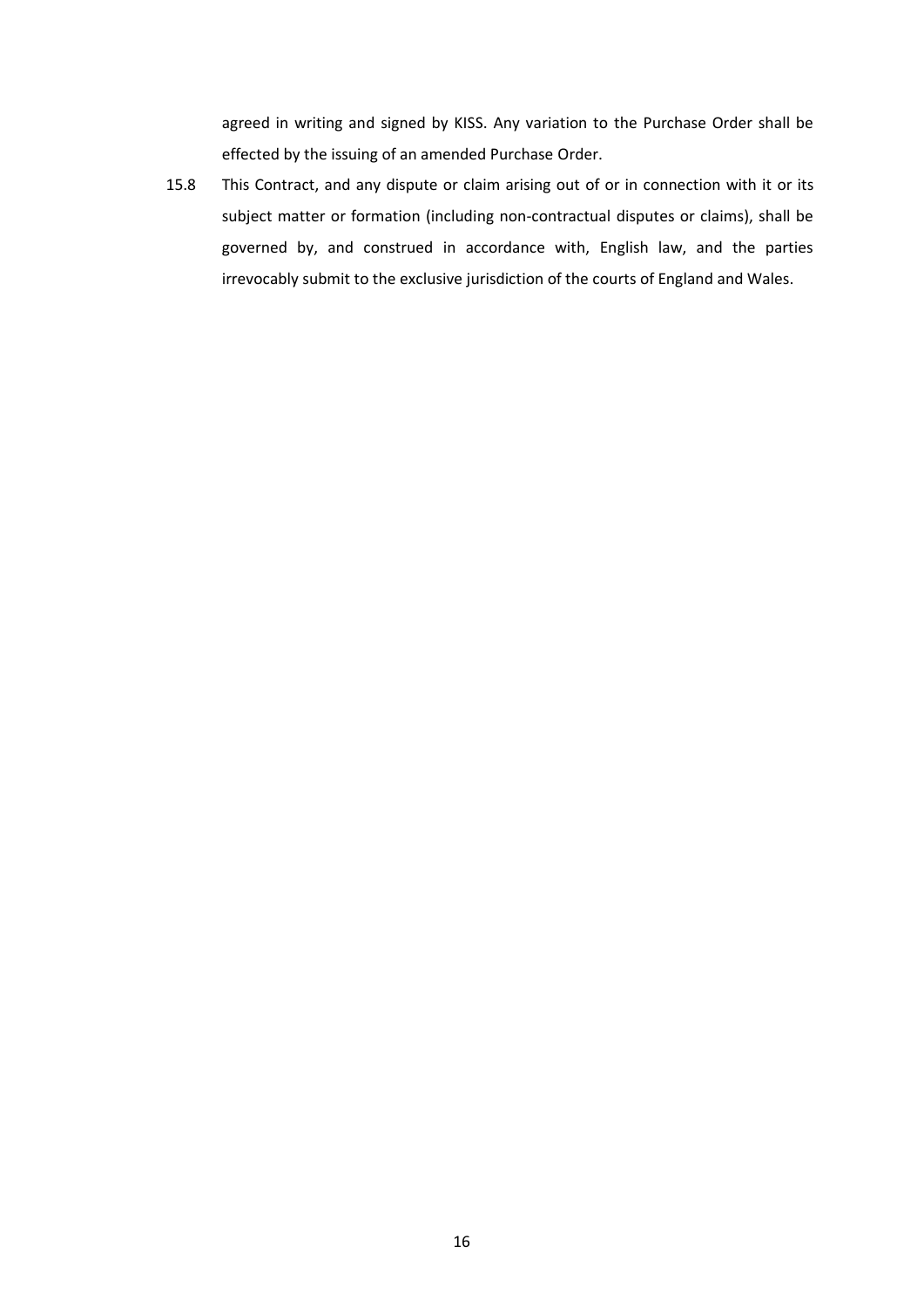agreed in writing and signed by KISS. Any variation to the Purchase Order shall be effected by the issuing of an amended Purchase Order.

15.8 This Contract, and any dispute or claim arising out of or in connection with it or its subject matter or formation (including non-contractual disputes or claims), shall be governed by, and construed in accordance with, English law, and the parties irrevocably submit to the exclusive jurisdiction of the courts of England and Wales.